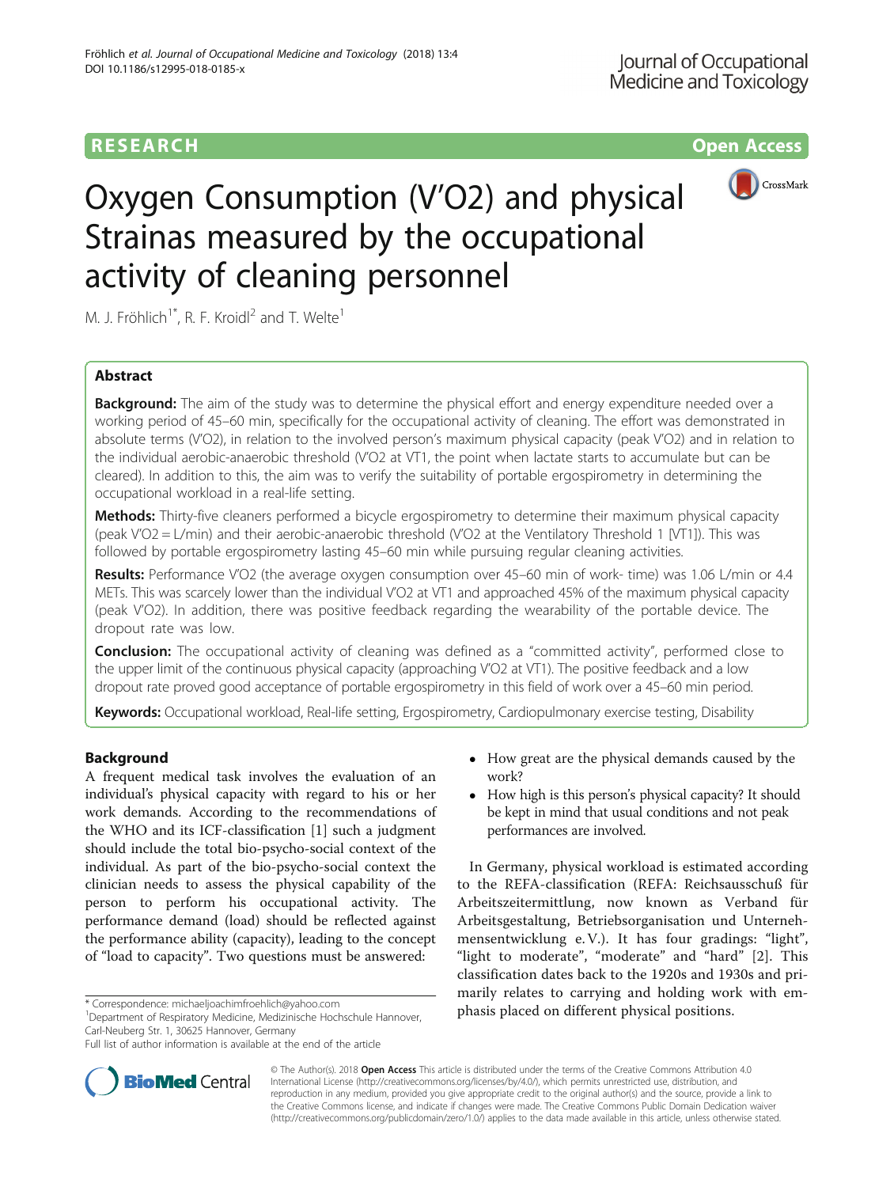RESEARCH | Open Access

# Oxygen Consumption (V'O2) and physical Strainas measured by the occupational activity of cleaning personnel

M. J. Fröhlich[1*], R. F. Kroidl[2] and T. Welte[1]

## Abstract

**Background:** The aim of the study was to determine the physical effort and energy expenditure needed over a working period of 45–60 min, specifically for the occupational activity of cleaning. The effort was demonstrated in absolute terms (V'O2), in relation to the involved person's maximum physical capacity (peak V'O2) and in relation to the individual aerobic-anaerobic threshold (V'O2 at VT1, the point when lactate starts to accumulate but can be cleared). In addition to this, the aim was to verify the suitability of portable ergospirometry in determining the occupational workload in a real-life setting.

**Methods:** Thirty-five cleaners performed a bicycle ergospirometry to determine their maximum physical capacity (peak V'O2 = L/min) and their aerobic-anaerobic threshold (V'O2 at the Ventilatory Threshold 1 [VT1]). This was followed by portable ergospirometry lasting 45–60 min while pursuing regular cleaning activities.

**Results:** Performance V'O2 (the average oxygen consumption over 45–60 min of work- time) was 1.06 L/min or 4.4 METs. This was scarcely lower than the individual V'O2 at VT1 and approached 45% of the maximum physical capacity (peak V'O2). In addition, there was positive feedback regarding the wearability of the portable device. The dropout rate was low.

**Conclusion:** The occupational activity of cleaning was defined as a "committed activity", performed close to the upper limit of the continuous physical capacity (approaching V'O2 at VT1). The positive feedback and a low dropout rate proved good acceptance of portable ergospirometry in this field of work over a 45–60 min period.

**Keywords:** Occupational workload, Real-life setting, Ergospirometry, Cardiopulmonary exercise testing, Disability

## Background

A frequent medical task involves the evaluation of an individual's physical capacity with regard to his or her work demands. According to the recommendations of the WHO and its ICF-classification [1] such a judgment should include the total bio-psycho-social context of the individual. As part of the bio-psycho-social context the clinician needs to assess the physical capability of the person to perform his occupational activity. The performance demand (load) should be reflected against the performance ability (capacity), leading to the concept of "load to capacity". Two questions must be answered:

- How great are the physical demands caused by the work?
- How high is this person's physical capacity? It should be kept in mind that usual conditions and not peak performances are involved.

In Germany, physical workload is estimated according to the REFA-classification (REFA: Reichsausschuß für Arbeitszeitermittlung, now known as Verband für Arbeitsgestaltung, Betriebsorganisation und Unternehmensentwicklung e. V.). It has four gradings: "light", "light to moderate", "moderate" and "hard" [2]. This classification dates back to the 1920s and 1930s and primarily relates to carrying and holding work with emphasis placed on different physical positions.

\* Correspondence: michaeljoachimfroehlich@yahoo.com
[1]Department of Respiratory Medicine, Medizinische Hochschule Hannover, Carl-Neuberg Str. 1, 30625 Hannover, Germany
Full list of author information is available at the end of the article

© The Author(s). 2018 **Open Access** This article is distributed under the terms of the Creative Commons Attribution 4.0 International License (http://creativecommons.org/licenses/by/4.0/), which permits unrestricted use, distribution, and reproduction in any medium, provided you give appropriate credit to the original author(s) and the source, provide a link to the Creative Commons license, and indicate if changes were made. The Creative Commons Public Domain Dedication waiver (http://creativecommons.org/publicdomain/zero/1.0/) applies to the data made available in this article, unless otherwise stated.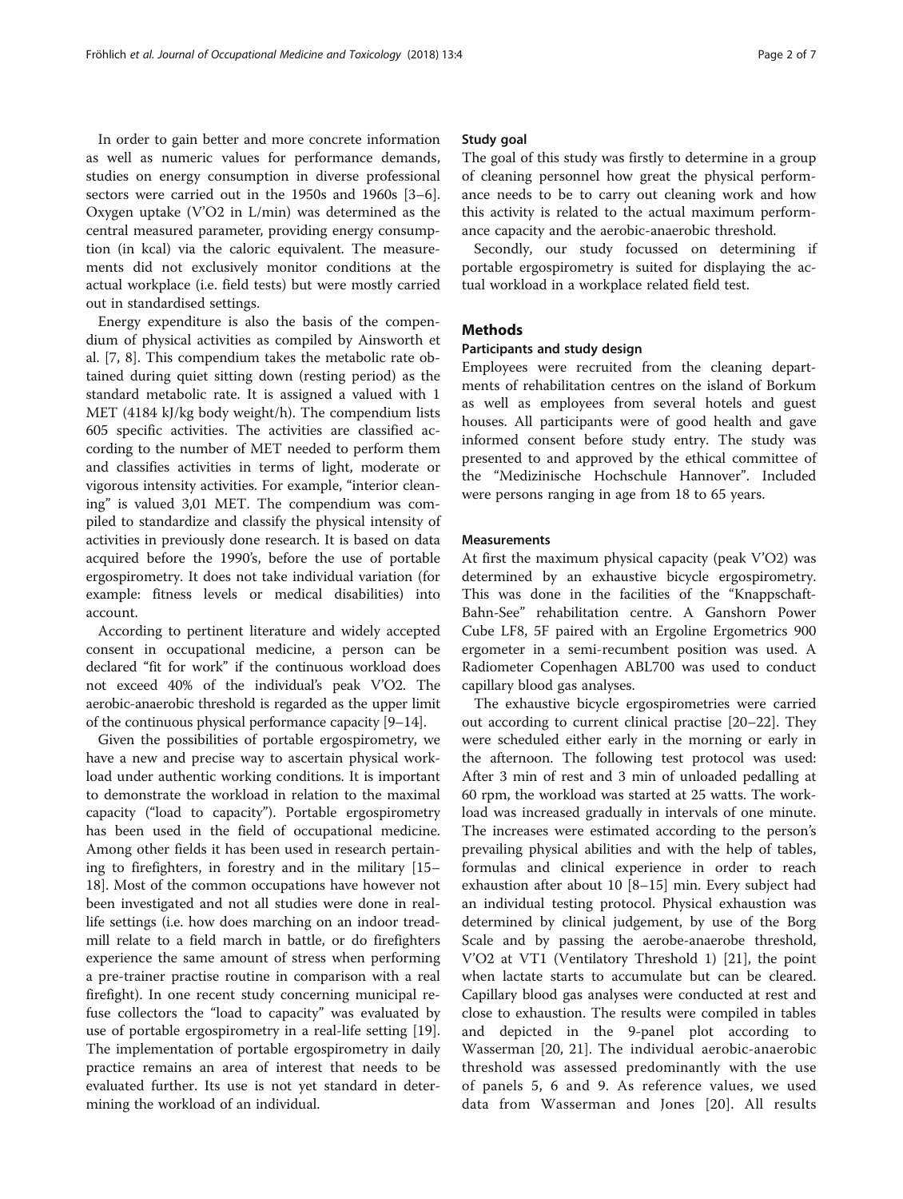In order to gain better and more concrete information as well as numeric values for performance demands, studies on energy consumption in diverse professional sectors were carried out in the 1950s and 1960s [3–6]. Oxygen uptake (V'O2 in L/min) was determined as the central measured parameter, providing energy consumption (in kcal) via the caloric equivalent. The measurements did not exclusively monitor conditions at the actual workplace (i.e. field tests) but were mostly carried out in standardised settings.

Energy expenditure is also the basis of the compendium of physical activities as compiled by Ainsworth et al. [7, 8]. This compendium takes the metabolic rate obtained during quiet sitting down (resting period) as the standard metabolic rate. It is assigned a valued with 1 MET (4184 kJ/kg body weight/h). The compendium lists 605 specific activities. The activities are classified according to the number of MET needed to perform them and classifies activities in terms of light, moderate or vigorous intensity activities. For example, "interior cleaning" is valued 3,01 MET. The compendium was compiled to standardize and classify the physical intensity of activities in previously done research. It is based on data acquired before the 1990's, before the use of portable ergospirometry. It does not take individual variation (for example: fitness levels or medical disabilities) into account.

According to pertinent literature and widely accepted consent in occupational medicine, a person can be declared "fit for work" if the continuous workload does not exceed 40% of the individual's peak V'O2. The aerobic-anaerobic threshold is regarded as the upper limit of the continuous physical performance capacity [9–14].

Given the possibilities of portable ergospirometry, we have a new and precise way to ascertain physical workload under authentic working conditions. It is important to demonstrate the workload in relation to the maximal capacity ("load to capacity"). Portable ergospirometry has been used in the field of occupational medicine. Among other fields it has been used in research pertaining to firefighters, in forestry and in the military [15–18]. Most of the common occupations have however not been investigated and not all studies were done in real-life settings (i.e. how does marching on an indoor treadmill relate to a field march in battle, or do firefighters experience the same amount of stress when performing a pre-trainer practise routine in comparison with a real firefight). In one recent study concerning municipal refuse collectors the "load to capacity" was evaluated by use of portable ergospirometry in a real-life setting [19]. The implementation of portable ergospirometry in daily practice remains an area of interest that needs to be evaluated further. Its use is not yet standard in determining the workload of an individual.

### Study goal

The goal of this study was firstly to determine in a group of cleaning personnel how great the physical performance needs to be to carry out cleaning work and how this activity is related to the actual maximum performance capacity and the aerobic-anaerobic threshold.

Secondly, our study focussed on determining if portable ergospirometry is suited for displaying the actual workload in a workplace related field test.

## Methods

### Participants and study design

Employees were recruited from the cleaning departments of rehabilitation centres on the island of Borkum as well as employees from several hotels and guest houses. All participants were of good health and gave informed consent before study entry. The study was presented to and approved by the ethical committee of the "Medizinische Hochschule Hannover". Included were persons ranging in age from 18 to 65 years.

### Measurements

At first the maximum physical capacity (peak V'O2) was determined by an exhaustive bicycle ergospirometry. This was done in the facilities of the "Knappschaft-Bahn-See" rehabilitation centre. A Ganshorn Power Cube LF8, 5F paired with an Ergoline Ergometrics 900 ergometer in a semi-recumbent position was used. A Radiometer Copenhagen ABL700 was used to conduct capillary blood gas analyses.

The exhaustive bicycle ergospirometries were carried out according to current clinical practise [20–22]. They were scheduled either early in the morning or early in the afternoon. The following test protocol was used: After 3 min of rest and 3 min of unloaded pedalling at 60 rpm, the workload was started at 25 watts. The workload was increased gradually in intervals of one minute. The increases were estimated according to the person's prevailing physical abilities and with the help of tables, formulas and clinical experience in order to reach exhaustion after about 10 [8–15] min. Every subject had an individual testing protocol. Physical exhaustion was determined by clinical judgement, by use of the Borg Scale and by passing the aerobe-anaerobe threshold, V'O2 at VT1 (Ventilatory Threshold 1) [21], the point when lactate starts to accumulate but can be cleared. Capillary blood gas analyses were conducted at rest and close to exhaustion. The results were compiled in tables and depicted in the 9-panel plot according to Wasserman [20, 21]. The individual aerobic-anaerobic threshold was assessed predominantly with the use of panels 5, 6 and 9. As reference values, we used data from Wasserman and Jones [20]. All results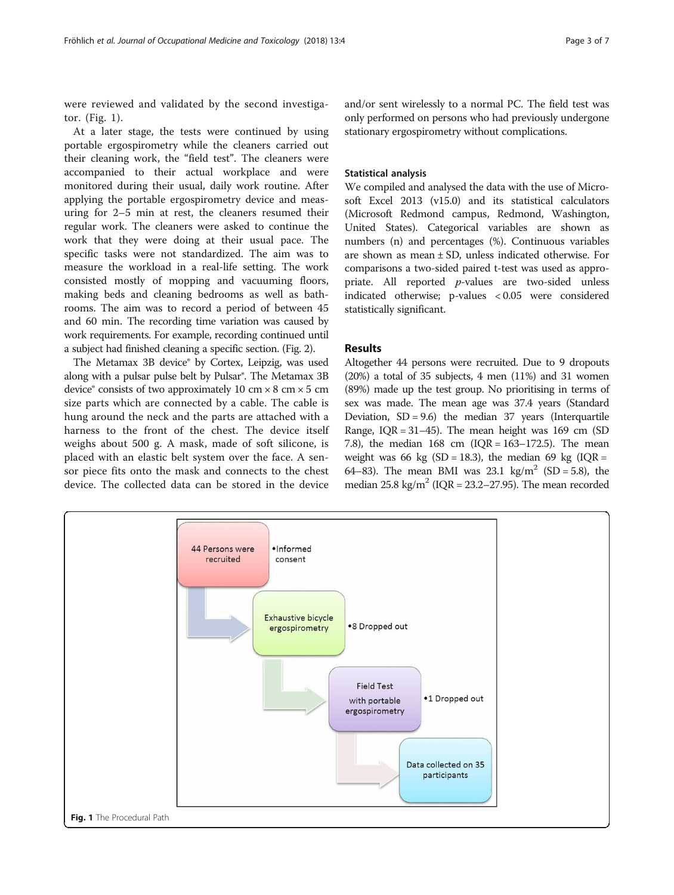were reviewed and validated by the second investigator. (Fig. 1).

At a later stage, the tests were continued by using portable ergospirometry while the cleaners carried out their cleaning work, the "field test". The cleaners were accompanied to their actual workplace and were monitored during their usual, daily work routine. After applying the portable ergospirometry device and measuring for 2–5 min at rest, the cleaners resumed their regular work. The cleaners were asked to continue the work that they were doing at their usual pace. The specific tasks were not standardized. The aim was to measure the workload in a real-life setting. The work consisted mostly of mopping and vacuuming floors, making beds and cleaning bedrooms as well as bathrooms. The aim was to record a period of between 45 and 60 min. The recording time variation was caused by work requirements. For example, recording continued until a subject had finished cleaning a specific section. (Fig. 2).

The Metamax 3B device® by Cortex, Leipzig, was used along with a pulsar pulse belt by Pulsar®. The Metamax 3B device® consists of two approximately 10 cm × 8 cm × 5 cm size parts which are connected by a cable. The cable is hung around the neck and the parts are attached with a harness to the front of the chest. The device itself weighs about 500 g. A mask, made of soft silicone, is placed with an elastic belt system over the face. A sensor piece fits onto the mask and connects to the chest device. The collected data can be stored in the device and/or sent wirelessly to a normal PC. The field test was only performed on persons who had previously undergone stationary ergospirometry without complications.

### Statistical analysis

We compiled and analysed the data with the use of Microsoft Excel 2013 (v15.0) and its statistical calculators (Microsoft Redmond campus, Redmond, Washington, United States). Categorical variables are shown as numbers (n) and percentages (%). Continuous variables are shown as mean ± SD, unless indicated otherwise. For comparisons a two-sided paired t-test was used as appropriate. All reported *p*-values are two-sided unless indicated otherwise; p-values < 0.05 were considered statistically significant.

## Results

Altogether 44 persons were recruited. Due to 9 dropouts (20%) a total of 35 subjects, 4 men (11%) and 31 women (89%) made up the test group. No prioritising in terms of sex was made. The mean age was 37.4 years (Standard Deviation, SD = 9.6) the median 37 years (Interquartile Range, IQR = 31–45). The mean height was 169 cm (SD 7.8), the median 168 cm (IQR = 163–172.5). The mean weight was 66 kg (SD = 18.3), the median 69 kg (IQR = 64–83). The mean BMI was 23.1 kg/m$^2$ (SD = 5.8), the median 25.8 kg/m$^2$ (IQR = 23.2–27.95). The mean recorded

44 Persons were recruited
- Informed consent

Exhaustive bicycle ergospirometry
- 8 Dropped out

Field Test with portable ergospirometry
- 1 Dropped out

Data collected on 35 participants

**Fig. 1** The Procedural Path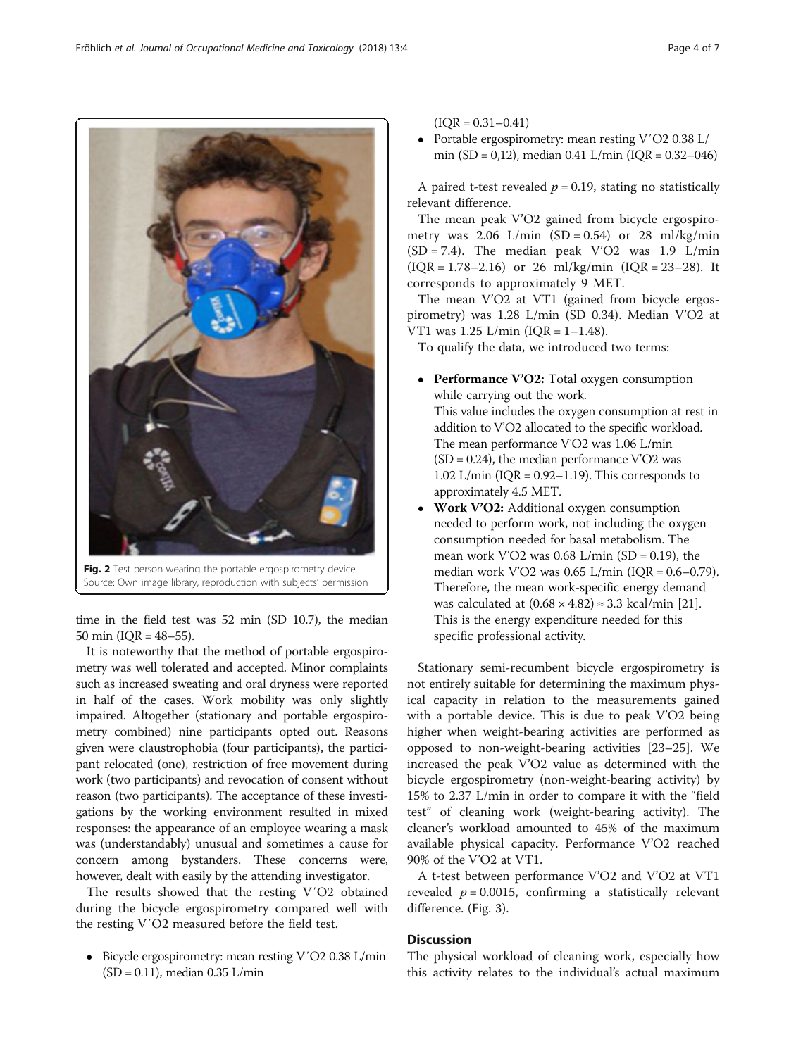Fig. 2 Test person wearing the portable ergospirometry device. Source: Own image library, reproduction with subjects' permission

time in the field test was 52 min (SD 10.7), the median 50 min (IQR = 48–55).

It is noteworthy that the method of portable ergospirometry was well tolerated and accepted. Minor complaints such as increased sweating and oral dryness were reported in half of the cases. Work mobility was only slightly impaired. Altogether (stationary and portable ergospirometry combined) nine participants opted out. Reasons given were claustrophobia (four participants), the participant relocated (one), restriction of free movement during work (two participants) and revocation of consent without reason (two participants). The acceptance of these investigations by the working environment resulted in mixed responses: the appearance of an employee wearing a mask was (understandably) unusual and sometimes a cause for concern among bystanders. These concerns were, however, dealt with easily by the attending investigator.

The results showed that the resting V′O2 obtained during the bicycle ergospirometry compared well with the resting V′O2 measured before the field test.

- Bicycle ergospirometry: mean resting V′O2 0.38 L/min (SD = 0.11), median 0.35 L/min (IQR = 0.31–0.41)
- Portable ergospirometry: mean resting V′O2 0.38 L/min (SD = 0,12), median 0.41 L/min (IQR = 0.32–046)

A paired t-test revealed $p = 0.19$, stating no statistically relevant difference.

The mean peak V'O2 gained from bicycle ergospirometry was 2.06 L/min (SD = 0.54) or 28 ml/kg/min (SD = 7.4). The median peak V'O2 was 1.9 L/min (IQR = 1.78–2.16) or 26 ml/kg/min (IQR = 23–28). It corresponds to approximately 9 MET.

The mean V'O2 at VT1 (gained from bicycle ergospirometry) was 1.28 L/min (SD 0.34). Median V'O2 at VT1 was 1.25 L/min (IQR = 1–1.48).

To qualify the data, we introduced two terms:

- **Performance V'O2:** Total oxygen consumption while carrying out the work.
  This value includes the oxygen consumption at rest in addition to V'O2 allocated to the specific workload. The mean performance V'O2 was 1.06 L/min (SD = 0.24), the median performance V'O2 was 1.02 L/min (IQR = 0.92–1.19). This corresponds to approximately 4.5 MET.
- **Work V'O2:** Additional oxygen consumption needed to perform work, not including the oxygen consumption needed for basal metabolism. The mean work V'O2 was 0.68 L/min (SD = 0.19), the median work V'O2 was 0.65 L/min (IQR = 0.6–0.79). Therefore, the mean work-specific energy demand was calculated at $(0.68 \times 4.82) \approx 3.3$ kcal/min [21]. This is the energy expenditure needed for this specific professional activity.

Stationary semi-recumbent bicycle ergospirometry is not entirely suitable for determining the maximum physical capacity in relation to the measurements gained with a portable device. This is due to peak V'O2 being higher when weight-bearing activities are performed as opposed to non-weight-bearing activities [23–25]. We increased the peak V'O2 value as determined with the bicycle ergospirometry (non-weight-bearing activity) by 15% to 2.37 L/min in order to compare it with the "field test" of cleaning work (weight-bearing activity). The cleaner's workload amounted to 45% of the maximum available physical capacity. Performance V'O2 reached 90% of the V'O2 at VT1.

A t-test between performance V'O2 and V'O2 at VT1 revealed $p = 0.0015$, confirming a statistically relevant difference. (Fig. 3).

## Discussion

The physical workload of cleaning work, especially how this activity relates to the individual's actual maximum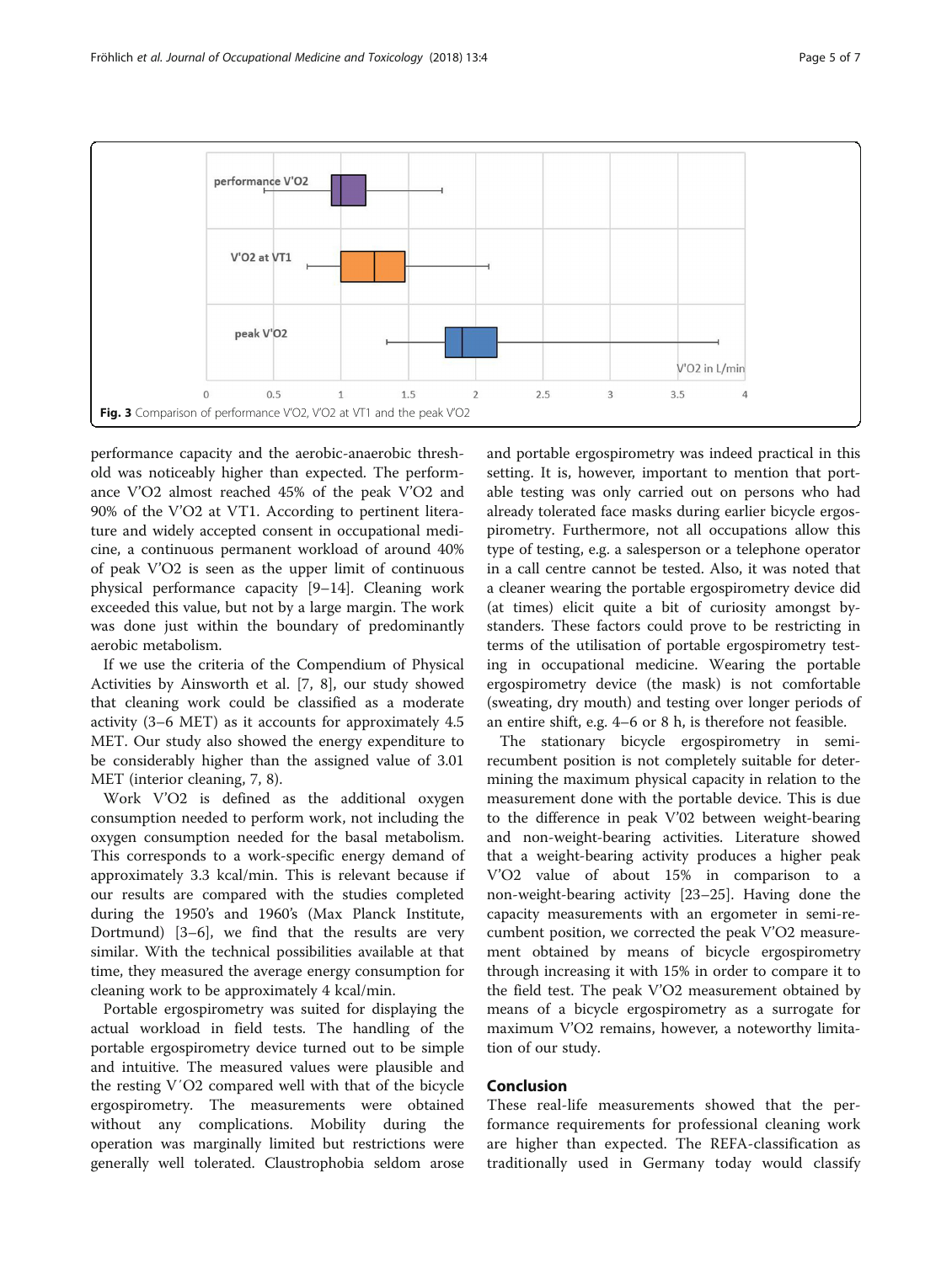Fig. 3 Comparison of performance V'O2, V'O2 at VT1 and the peak V'O2

performance capacity and the aerobic-anaerobic threshold was noticeably higher than expected. The performance V'O2 almost reached 45% of the peak V'O2 and 90% of the V'O2 at VT1. According to pertinent literature and widely accepted consent in occupational medicine, a continuous permanent workload of around 40% of peak V'O2 is seen as the upper limit of continuous physical performance capacity [9–14]. Cleaning work exceeded this value, but not by a large margin. The work was done just within the boundary of predominantly aerobic metabolism.

If we use the criteria of the Compendium of Physical Activities by Ainsworth et al. [7, 8], our study showed that cleaning work could be classified as a moderate activity (3–6 MET) as it accounts for approximately 4.5 MET. Our study also showed the energy expenditure to be considerably higher than the assigned value of 3.01 MET (interior cleaning, 7, 8).

Work V'O2 is defined as the additional oxygen consumption needed to perform work, not including the oxygen consumption needed for the basal metabolism. This corresponds to a work-specific energy demand of approximately 3.3 kcal/min. This is relevant because if our results are compared with the studies completed during the 1950's and 1960's (Max Planck Institute, Dortmund) [3–6], we find that the results are very similar. With the technical possibilities available at that time, they measured the average energy consumption for cleaning work to be approximately 4 kcal/min.

Portable ergospirometry was suited for displaying the actual workload in field tests. The handling of the portable ergospirometry device turned out to be simple and intuitive. The measured values were plausible and the resting V´O2 compared well with that of the bicycle ergospirometry. The measurements were obtained without any complications. Mobility during the operation was marginally limited but restrictions were generally well tolerated. Claustrophobia seldom arose and portable ergospirometry was indeed practical in this setting. It is, however, important to mention that portable testing was only carried out on persons who had already tolerated face masks during earlier bicycle ergospirometry. Furthermore, not all occupations allow this type of testing, e.g. a salesperson or a telephone operator in a call centre cannot be tested. Also, it was noted that a cleaner wearing the portable ergospirometry device did (at times) elicit quite a bit of curiosity amongst bystanders. These factors could prove to be restricting in terms of the utilisation of portable ergospirometry testing in occupational medicine. Wearing the portable ergospirometry device (the mask) is not comfortable (sweating, dry mouth) and testing over longer periods of an entire shift, e.g. 4–6 or 8 h, is therefore not feasible.

The stationary bicycle ergospirometry in semi-recumbent position is not completely suitable for determining the maximum physical capacity in relation to the measurement done with the portable device. This is due to the difference in peak V'02 between weight-bearing and non-weight-bearing activities. Literature showed that a weight-bearing activity produces a higher peak V'O2 value of about 15% in comparison to a non-weight-bearing activity [23–25]. Having done the capacity measurements with an ergometer in semi-recumbent position, we corrected the peak V'O2 measurement obtained by means of bicycle ergospirometry through increasing it with 15% in order to compare it to the field test. The peak V'O2 measurement obtained by means of a bicycle ergospirometry as a surrogate for maximum V'O2 remains, however, a noteworthy limitation of our study.

## Conclusion

These real-life measurements showed that the performance requirements for professional cleaning work are higher than expected. The REFA-classification as traditionally used in Germany today would classify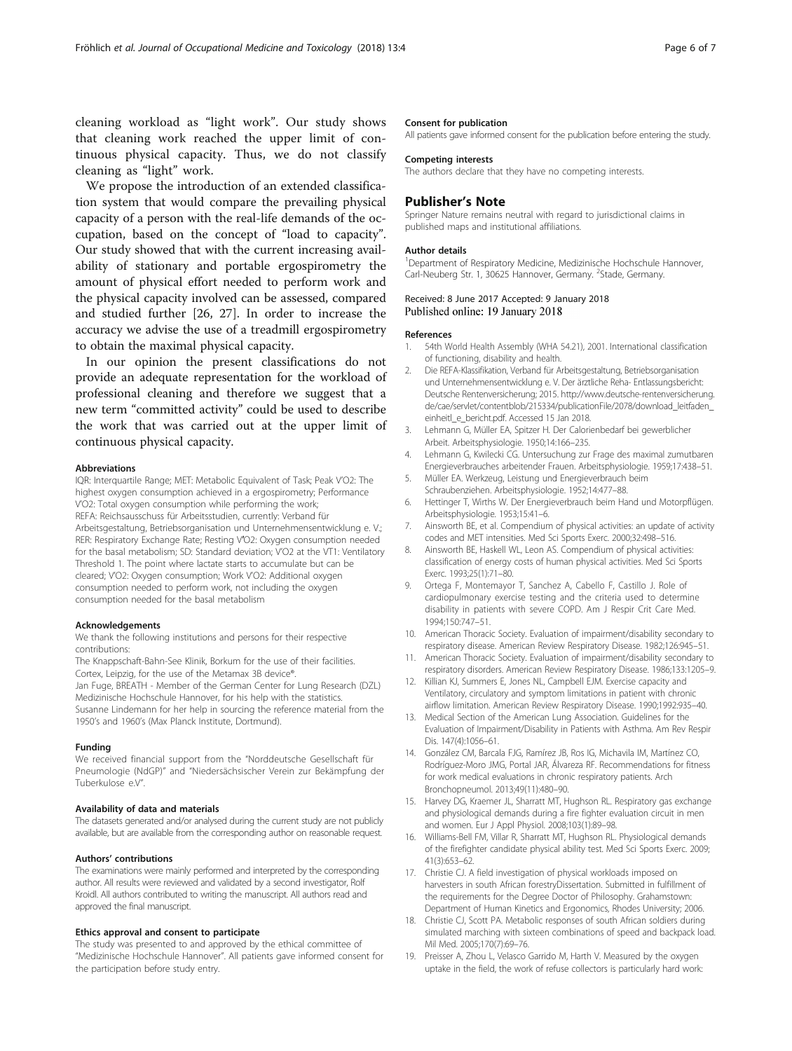cleaning workload as "light work". Our study shows that cleaning work reached the upper limit of continuous physical capacity. Thus, we do not classify cleaning as "light" work.

We propose the introduction of an extended classification system that would compare the prevailing physical capacity of a person with the real-life demands of the occupation, based on the concept of "load to capacity". Our study showed that with the current increasing availability of stationary and portable ergospirometry the amount of physical effort needed to perform work and the physical capacity involved can be assessed, compared and studied further [26, 27]. In order to increase the accuracy we advise the use of a treadmill ergospirometry to obtain the maximal physical capacity.

In our opinion the present classifications do not provide an adequate representation for the workload of professional cleaning and therefore we suggest that a new term "committed activity" could be used to describe the work that was carried out at the upper limit of continuous physical capacity.

#### Abbreviations

IQR: Interquartile Range; MET: Metabolic Equivalent of Task; Peak V'O2: The highest oxygen consumption achieved in a ergospirometry; Performance V'O2: Total oxygen consumption while performing the work; REFA: Reichsausschuss für Arbeitsstudien, currently: Verband für Arbeitsgestaltung, Betriebsorganisation und Unternehmensentwicklung e. V.; RER: Respiratory Exchange Rate; Resting V'O2: Oxygen consumption needed for the basal metabolism; SD: Standard deviation; V'O2 at the VT1: Ventilatory Threshold 1. The point where lactate starts to accumulate but can be cleared; V'O2: Oxygen consumption; Work V'O2: Additional oxygen consumption needed to perform work, not including the oxygen consumption needed for the basal metabolism

#### Acknowledgements

We thank the following institutions and persons for their respective contributions:

The Knappschaft-Bahn-See Klinik, Borkum for the use of their facilities.

Cortex, Leipzig, for the use of the Metamax 3B device®.

Jan Fuge, BREATH - Member of the German Center for Lung Research (DZL) Medizinische Hochschule Hannover, for his help with the statistics.

Susanne Lindemann for her help in sourcing the reference material from the 1950's and 1960's (Max Planck Institute, Dortmund).

#### Funding

We received financial support from the "Norddeutsche Gesellschaft für Pneumologie (NdGP)" and "Niedersächsischer Verein zur Bekämpfung der Tuberkulose e.V".

#### Availability of data and materials

The datasets generated and/or analysed during the current study are not publicly available, but are available from the corresponding author on reasonable request.

#### Authors' contributions

The examinations were mainly performed and interpreted by the corresponding author. All results were reviewed and validated by a second investigator, Rolf Kroidl. All authors contributed to writing the manuscript. All authors read and approved the final manuscript.

#### Ethics approval and consent to participate

The study was presented to and approved by the ethical committee of "Medizinische Hochschule Hannover". All patients gave informed consent for the participation before study entry.

#### Consent for publication

All patients gave informed consent for the publication before entering the study.

#### Competing interests

The authors declare that they have no competing interests.

## Publisher's Note

Springer Nature remains neutral with regard to jurisdictional claims in published maps and institutional affiliations.

#### Author details

[1]Department of Respiratory Medicine, Medizinische Hochschule Hannover, Carl-Neuberg Str. 1, 30625 Hannover, Germany. [2]Stade, Germany.

Received: 8 June 2017 Accepted: 9 January 2018
Published online: 19 January 2018

#### References

1. 54th World Health Assembly (WHA 54.21), 2001. International classification of functioning, disability and health.
2. Die REFA-Klassifikation, Verband für Arbeitsgestaltung, Betriebsorganisation und Unternehmensentwicklung e. V. Der ärztliche Reha- Entlassungsbericht: Deutsche Rentenversicherung; 2015. http://www.deutsche-rentenversicherung.de/cae/servlet/contentblob/215334/publicationFile/2078/download_leitfaden_einheitl_e_bericht.pdf. Accessed 15 Jan 2018.
3. Lehmann G, Müller EA, Spitzer H. Der Calorienbedarf bei gewerblicher Arbeit. Arbeitsphysiologie. 1950;14:166–235.
4. Lehmann G, Kwilecki CG. Untersuchung zur Frage des maximal zumutbaren Energieverbrauches arbeitender Frauen. Arbeitsphysiologie. 1959;17:438–51.
5. Müller EA. Werkzeug, Leistung und Energieverbrauch beim Schraubenziehen. Arbeitsphysiologie. 1952;14:477–88.
6. Hettinger T, Wirths W. Der Energieverbrauch beim Hand und Motorpflügen. Arbeitsphysiologie. 1953;15:41–6.
7. Ainsworth BE, et al. Compendium of physical activities: an update of activity codes and MET intensities. Med Sci Sports Exerc. 2000;32:498–516.
8. Ainsworth BE, Haskell WL, Leon AS. Compendium of physical activities: classification of energy costs of human physical activities. Med Sci Sports Exerc. 1993;25(1):71–80.
9. Ortega F, Montemayor T, Sanchez A, Cabello F, Castillo J. Role of cardiopulmonary exercise testing and the criteria used to determine disability in patients with severe COPD. Am J Respir Crit Care Med. 1994;150:747–51.
10. American Thoracic Society. Evaluation of impairment/disability secondary to respiratory disease. American Review Respiratory Disease. 1982;126:945–51.
11. American Thoracic Society. Evaluation of impairment/disability secondary to respiratory disorders. American Review Respiratory Disease. 1986;133:1205–9.
12. Killian KJ, Summers E, Jones NL, Campbell EJM. Exercise capacity and Ventilatory, circulatory and symptom limitations in patient with chronic airflow limitation. American Review Respiratory Disease. 1990;1992:935–40.
13. Medical Section of the American Lung Association. Guidelines for the Evaluation of Impairment/Disability in Patients with Asthma. Am Rev Respir Dis. 147(4):1056–61.
14. González CM, Barcala FJG, Ramírez JB, Ros IG, Michavila IM, Martínez CO, Rodríguez-Moro JMG, Portal JAR, Álvareza RF. Recommendations for fitness for work medical evaluations in chronic respiratory patients. Arch Bronchopneumol. 2013;49(11):480–90.
15. Harvey DG, Kraemer JL, Sharratt MT, Hughson RL. Respiratory gas exchange and physiological demands during a fire fighter evaluation circuit in men and women. Eur J Appl Physiol. 2008;103(1):89–98.
16. Williams-Bell FM, Villar R, Sharratt MT, Hughson RL. Physiological demands of the firefighter candidate physical ability test. Med Sci Sports Exerc. 2009; 41(3):653–62.
17. Christie CJ. A field investigation of physical workloads imposed on harvesters in south African forestryDissertation. Submitted in fulfillment of the requirements for the Degree Doctor of Philosophy. Grahamstown: Department of Human Kinetics and Ergonomics, Rhodes University; 2006.
18. Christie CJ, Scott PA. Metabolic responses of south African soldiers during simulated marching with sixteen combinations of speed and backpack load. Mil Med. 2005;170(7):69–76.
19. Preisser A, Zhou L, Velasco Garrido M, Harth V. Measured by the oxygen uptake in the field, the work of refuse collectors is particularly hard work: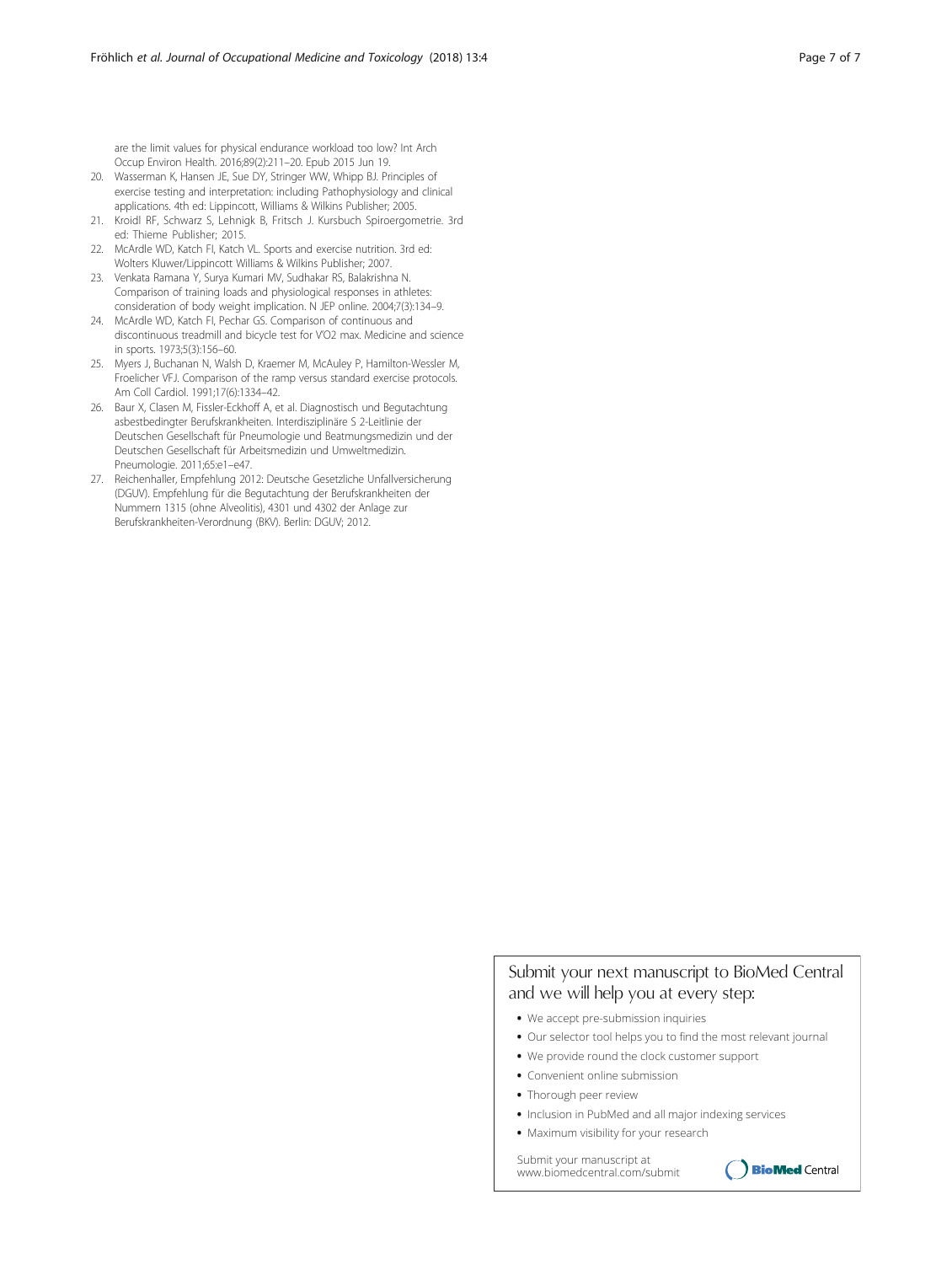are the limit values for physical endurance workload too low? Int Arch Occup Environ Health. 2016;89(2):211–20. Epub 2015 Jun 19.

20. Wasserman K, Hansen JE, Sue DY, Stringer WW, Whipp BJ. Principles of exercise testing and interpretation: including Pathophysiology and clinical applications. 4th ed: Lippincott, Williams & Wilkins Publisher; 2005.
21. Kroidl RF, Schwarz S, Lehnigk B, Fritsch J. Kursbuch Spiroergometrie. 3rd ed: Thieme Publisher; 2015.
22. McArdle WD, Katch FI, Katch VL. Sports and exercise nutrition. 3rd ed: Wolters Kluwer/Lippincott Williams & Wilkins Publisher; 2007.
23. Venkata Ramana Y, Surya Kumari MV, Sudhakar RS, Balakrishna N. Comparison of training loads and physiological responses in athletes: consideration of body weight implication. N JEP online. 2004;7(3):134–9.
24. McArdle WD, Katch FI, Pechar GS. Comparison of continuous and discontinuous treadmill and bicycle test for V'O2 max. Medicine and science in sports. 1973;5(3):156–60.
25. Myers J, Buchanan N, Walsh D, Kraemer M, McAuley P, Hamilton-Wessler M, Froelicher VFJ. Comparison of the ramp versus standard exercise protocols. Am Coll Cardiol. 1991;17(6):1334–42.
26. Baur X, Clasen M, Fissler-Eckhoff A, et al. Diagnostisch und Begutachtung asbestbedingter Berufskrankheiten. Interdisziplinäre S 2-Leitlinie der Deutschen Gesellschaft für Pneumologie und Beatmungsmedizin und der Deutschen Gesellschaft für Arbeitsmedizin und Umweltmedizin. Pneumologie. 2011;65:e1–e47.
27. Reichenhaller, Empfehlung 2012: Deutsche Gesetzliche Unfallversicherung (DGUV). Empfehlung für die Begutachtung der Berufskrankheiten der Nummern 1315 (ohne Alveolitis), 4301 und 4302 der Anlage zur Berufskrankheiten-Verordnung (BKV). Berlin: DGUV; 2012.

Submit your next manuscript to BioMed Central and we will help you at every step:

- We accept pre-submission inquiries
- Our selector tool helps you to find the most relevant journal
- We provide round the clock customer support
- Convenient online submission
- Thorough peer review
- Inclusion in PubMed and all major indexing services
- Maximum visibility for your research

Submit your manuscript at www.biomedcentral.com/submit